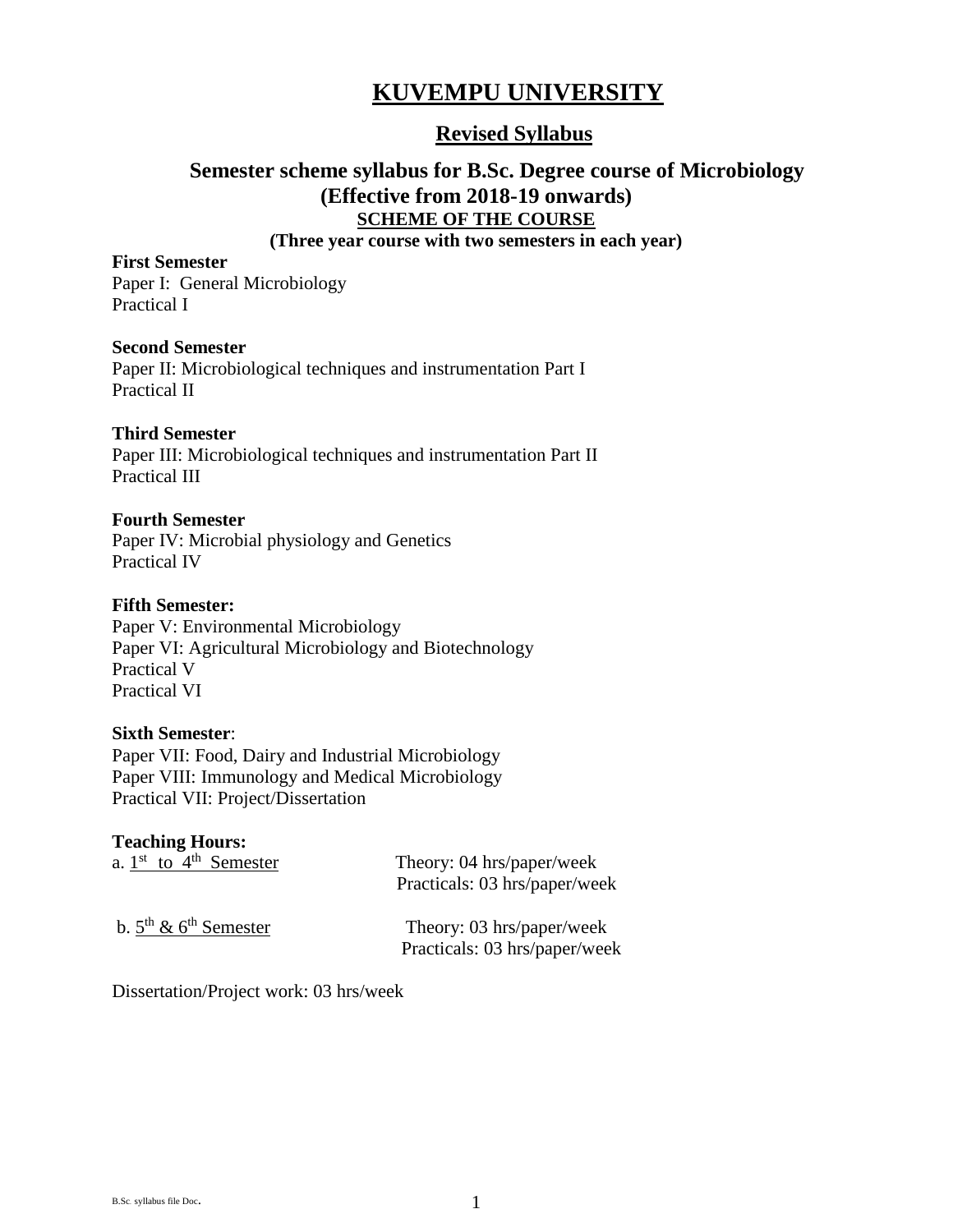# KUVEMPU UNIVERSITY

## Revised Syllabus

### Semester scheme syllabus for B.Sc. Degree course of Microbiology (Effective from 2018-19 onwards)

**SCHEME OF THE COURSE**

**(Three year course with two semesters in each year)**

**First Semester**
Paper I: General Microbiology
Practical I

**Second Semester**
Paper II: Microbiological techniques and instrumentation Part I
Practical II

**Third Semester**
Paper III: Microbiological techniques and instrumentation Part II
Practical III

**Fourth Semester**
Paper IV: Microbial physiology and Genetics
Practical IV

**Fifth Semester:**
Paper V: Environmental Microbiology
Paper VI: Agricultural Microbiology and Biotechnology
Practical V
Practical VI

**Sixth Semester**:
Paper VII: Food, Dairy and Industrial Microbiology
Paper VIII: Immunology and Medical Microbiology
Practical VII: Project/Dissertation

**Teaching Hours:**

| | |
|---|---|
| a. 1st to 4th Semester | Theory: 04 hrs/paper/week |
| | Practicals: 03 hrs/paper/week |
| b. 5th & 6th Semester | Theory: 03 hrs/paper/week |
| | Practicals: 03 hrs/paper/week |

Dissertation/Project work: 03 hrs/week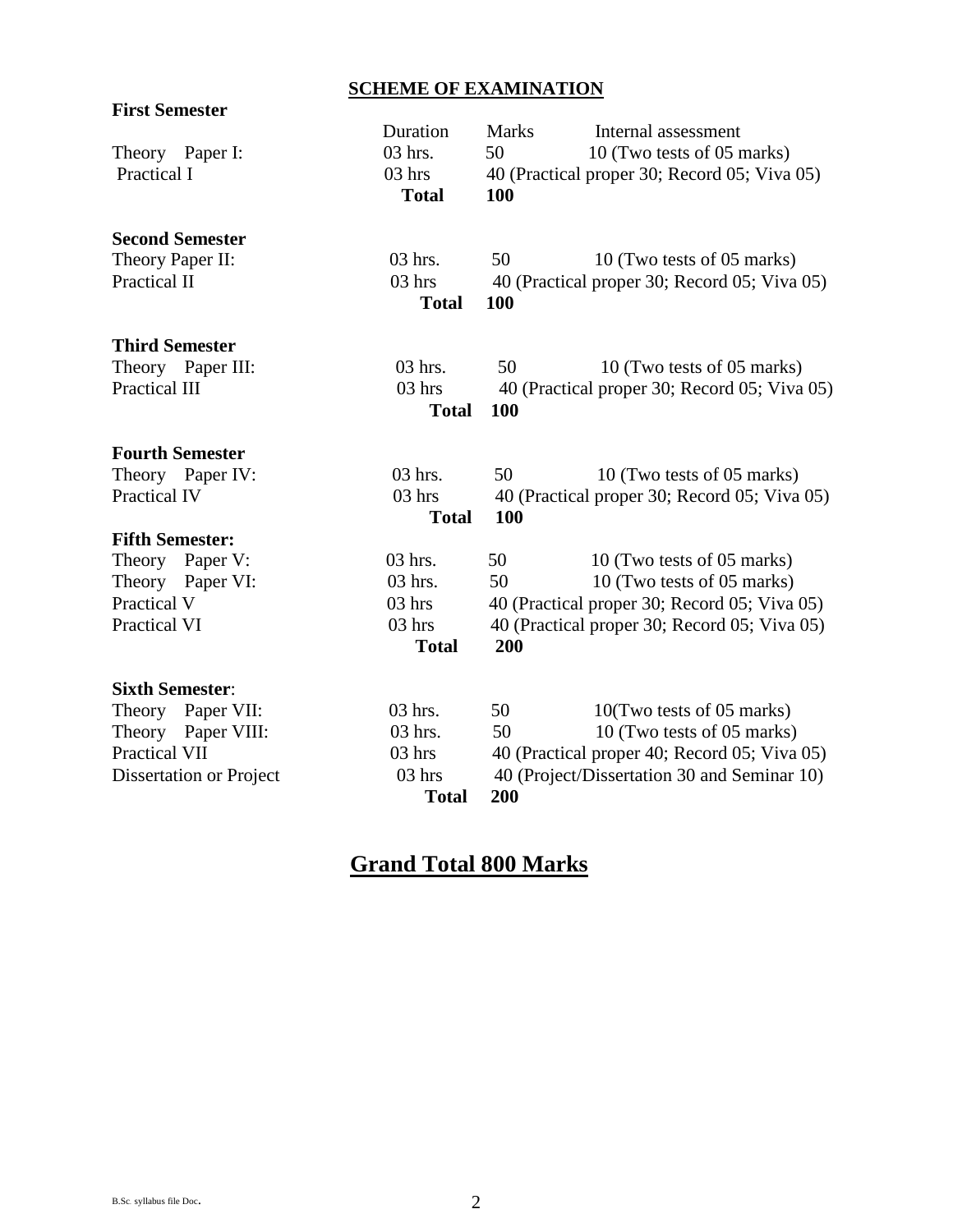# SCHEME OF EXAMINATION

**First Semester**

| | Duration | Marks | Internal assessment |
|---|---|---|---|
| Theory Paper I: | 03 hrs. | 50 | 10 (Two tests of 05 marks) |
| Practical I | 03 hrs | 40 (Practical proper 30; Record 05; Viva 05) | |
| | **Total** | **100** | |

**Second Semester**

| | | | |
|---|---|---|---|
| Theory Paper II: | 03 hrs. | 50 | 10 (Two tests of 05 marks) |
| Practical II | 03 hrs | 40 (Practical proper 30; Record 05; Viva 05) | |
| | **Total** | **100** | |

**Third Semester**

| | | | |
|---|---|---|---|
| Theory Paper III: | 03 hrs. | 50 | 10 (Two tests of 05 marks) |
| Practical III | 03 hrs | 40 (Practical proper 30; Record 05; Viva 05) | |
| | **Total** | **100** | |

**Fourth Semester**

| | | | |
|---|---|---|---|
| Theory Paper IV: | 03 hrs. | 50 | 10 (Two tests of 05 marks) |
| Practical IV | 03 hrs | 40 (Practical proper 30; Record 05; Viva 05) | |
| | **Total** | **100** | |

**Fifth Semester:**

| | | | |
|---|---|---|---|
| Theory Paper V: | 03 hrs. | 50 | 10 (Two tests of 05 marks) |
| Theory Paper VI: | 03 hrs. | 50 | 10 (Two tests of 05 marks) |
| Practical V | 03 hrs | 40 (Practical proper 30; Record 05; Viva 05) | |
| Practical VI | 03 hrs | 40 (Practical proper 30; Record 05; Viva 05) | |
| | **Total** | **200** | |

**Sixth Semester**:

| | | | |
|---|---|---|---|
| Theory Paper VII: | 03 hrs. | 50 | 10(Two tests of 05 marks) |
| Theory Paper VIII: | 03 hrs. | 50 | 10 (Two tests of 05 marks) |
| Practical VII | 03 hrs | 40 (Practical proper 40; Record 05; Viva 05) | |
| Dissertation or Project | 03 hrs | 40 (Project/Dissertation 30 and Seminar 10) | |
| | **Total** | **200** | |

## Grand Total 800 Marks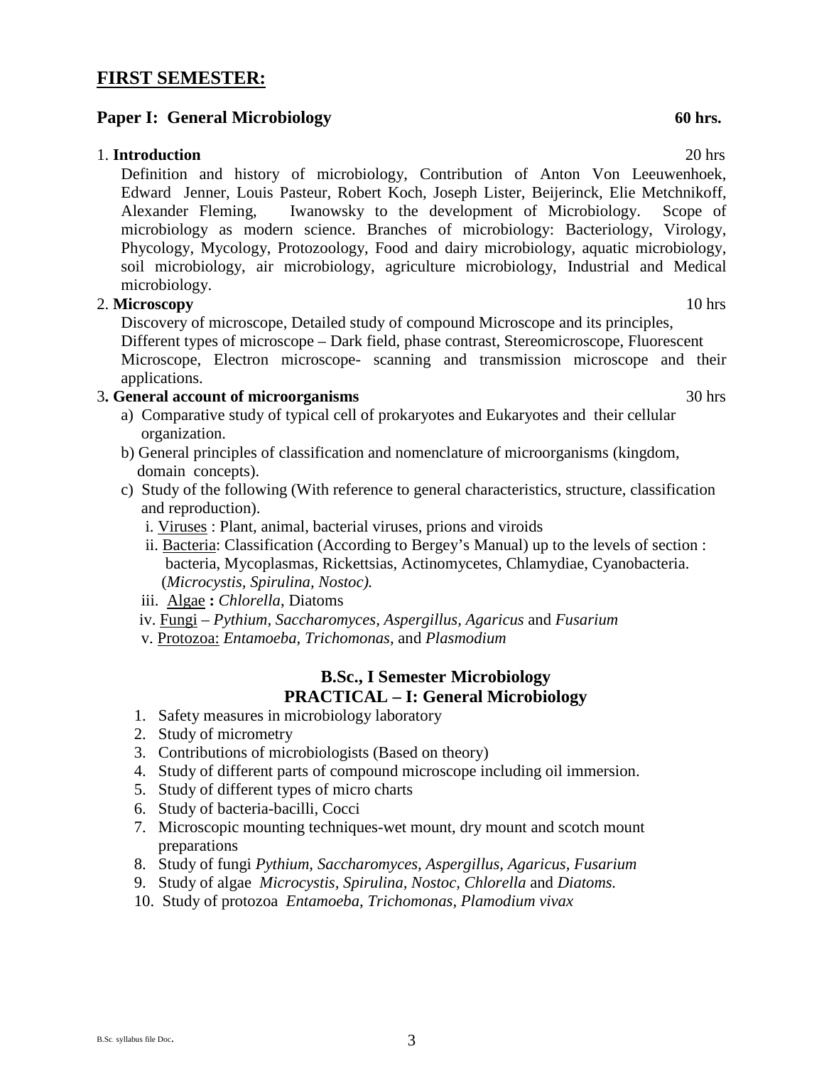## FIRST SEMESTER:

### Paper I: General Microbiology — 60 hrs.

1. **Introduction** — 20 hrs

   Definition and history of microbiology, Contribution of Anton Von Leeuwenhoek, Edward Jenner, Louis Pasteur, Robert Koch, Joseph Lister, Beijerinck, Elie Metchnikoff, Alexander Fleming, Iwanowsky to the development of Microbiology. Scope of microbiology as modern science. Branches of microbiology: Bacteriology, Virology, Phycology, Mycology, Protozoology, Food and dairy microbiology, aquatic microbiology, soil microbiology, air microbiology, agriculture microbiology, Industrial and Medical microbiology.

2. **Microscopy** — 10 hrs

   Discovery of microscope, Detailed study of compound Microscope and its principles, Different types of microscope – Dark field, phase contrast, Stereomicroscope, Fluorescent Microscope, Electron microscope- scanning and transmission microscope and their applications.

3. **General account of microorganisms** — 30 hrs

   a) Comparative study of typical cell of prokaryotes and Eukaryotes and their cellular organization.

   b) General principles of classification and nomenclature of microorganisms (kingdom, domain concepts).

   c) Study of the following (With reference to general characteristics, structure, classification and reproduction).

      i. Viruses : Plant, animal, bacterial viruses, prions and viroids

      ii. Bacteria: Classification (According to Bergey's Manual) up to the levels of section : bacteria, Mycoplasmas, Rickettsias, Actinomycetes, Chlamydiae, Cyanobacteria. (*Microcystis, Spirulina, Nostoc).*

      iii. Algae **:** *Chlorella*, Diatoms

      iv. Fungi – *Pythium, Saccharomyces, Aspergillus, Agaricus* and *Fusarium*

      v. Protozoa: *Entamoeba, Trichomonas*, and *Plasmodium*

### B.Sc., I Semester Microbiology
### PRACTICAL – I: General Microbiology

1. Safety measures in microbiology laboratory
2. Study of micrometry
3. Contributions of microbiologists (Based on theory)
4. Study of different parts of compound microscope including oil immersion.
5. Study of different types of micro charts
6. Study of bacteria-bacilli, Cocci
7. Microscopic mounting techniques-wet mount, dry mount and scotch mount preparations
8. Study of fungi *Pythium, Saccharomyces, Aspergillus, Agaricus, Fusarium*
9. Study of algae *Microcystis, Spirulina, Nostoc, Chlorella* and *Diatoms.*
10. Study of protozoa *Entamoeba, Trichomonas, Plamodium vivax*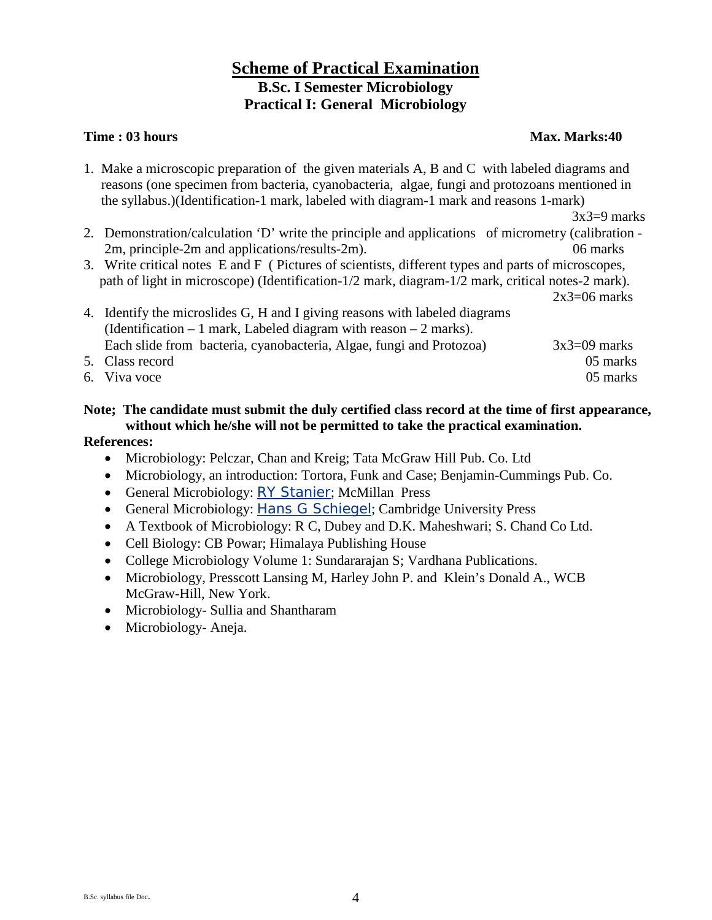# Scheme of Practical Examination

## B.Sc. I Semester Microbiology

## Practical I: General Microbiology

**Time : 03 hours** **Max. Marks:40**

1. Make a microscopic preparation of the given materials A, B and C with labeled diagrams and reasons (one specimen from bacteria, cyanobacteria, algae, fungi and protozoans mentioned in the syllabus.)(Identification-1 mark, labeled with diagram-1 mark and reasons 1-mark) 3x3=9 marks
2. Demonstration/calculation 'D' write the principle and applications of micrometry (calibration - 2m, principle-2m and applications/results-2m). 06 marks
3. Write critical notes E and F ( Pictures of scientists, different types and parts of microscopes, path of light in microscope) (Identification-1/2 mark, diagram-1/2 mark, critical notes-2 mark). 2x3=06 marks
4. Identify the microslides G, H and I giving reasons with labeled diagrams (Identification – 1 mark, Labeled diagram with reason – 2 marks). Each slide from bacteria, cyanobacteria, Algae, fungi and Protozoa) 3x3=09 marks
5. Class record 05 marks
6. Viva voce 05 marks

**Note; The candidate must submit the duly certified class record at the time of first appearance, without which he/she will not be permitted to take the practical examination.**

**References:**

- Microbiology: Pelczar, Chan and Kreig; Tata McGraw Hill Pub. Co. Ltd
- Microbiology, an introduction: Tortora, Funk and Case; Benjamin-Cummings Pub. Co.
- General Microbiology: RY Stanier; McMillan Press
- General Microbiology: Hans G Schiegel; Cambridge University Press
- A Textbook of Microbiology: R C, Dubey and D.K. Maheshwari; S. Chand Co Ltd.
- Cell Biology: CB Powar; Himalaya Publishing House
- College Microbiology Volume 1: Sundararajan S; Vardhana Publications.
- Microbiology, Presscott Lansing M, Harley John P. and Klein's Donald A., WCB McGraw-Hill, New York.
- Microbiology- Sullia and Shantharam
- Microbiology- Aneja.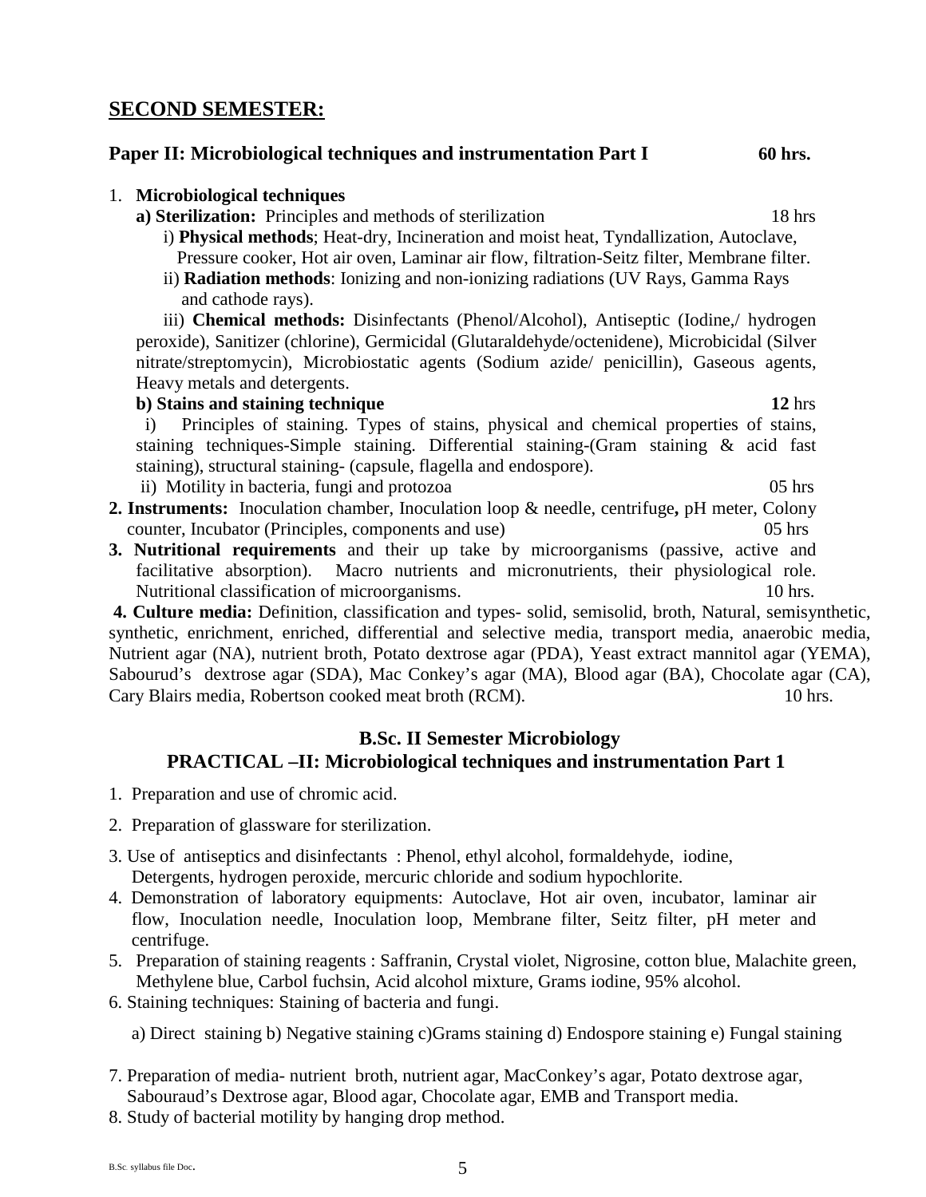## SECOND SEMESTER:

### Paper II: Microbiological techniques and instrumentation Part I 60 hrs.

1. **Microbiological techniques**

   **a) Sterilization:** Principles and methods of sterilization 18 hrs

   i) **Physical methods**; Heat-dry, Incineration and moist heat, Tyndallization, Autoclave, Pressure cooker, Hot air oven, Laminar air flow, filtration-Seitz filter, Membrane filter.

   ii) **Radiation methods**: Ionizing and non-ionizing radiations (UV Rays, Gamma Rays and cathode rays).

   iii) **Chemical methods:** Disinfectants (Phenol/Alcohol), Antiseptic (Iodine,/ hydrogen peroxide), Sanitizer (chlorine), Germicidal (Glutaraldehyde/octenidene), Microbicidal (Silver nitrate/streptomycin), Microbiostatic agents (Sodium azide/ penicillin), Gaseous agents, Heavy metals and detergents.

   **b) Stains and staining technique** **12** hrs

   i) Principles of staining. Types of stains, physical and chemical properties of stains, staining techniques-Simple staining. Differential staining-(Gram staining & acid fast staining), structural staining- (capsule, flagella and endospore).

   ii) Motility in bacteria, fungi and protozoa 05 hrs

2. **Instruments:** Inoculation chamber, Inoculation loop & needle, centrifuge**,** pH meter, Colony counter, Incubator (Principles, components and use) 05 hrs

3. **Nutritional requirements** and their up take by microorganisms (passive, active and facilitative absorption). Macro nutrients and micronutrients, their physiological role. Nutritional classification of microorganisms. 10 hrs.

4. **Culture media:** Definition, classification and types- solid, semisolid, broth, Natural, semisynthetic, synthetic, enrichment, enriched, differential and selective media, transport media, anaerobic media, Nutrient agar (NA), nutrient broth, Potato dextrose agar (PDA), Yeast extract mannitol agar (YEMA), Sabourud's dextrose agar (SDA), Mac Conkey's agar (MA), Blood agar (BA), Chocolate agar (CA), Cary Blairs media, Robertson cooked meat broth (RCM). 10 hrs.

### B.Sc. II Semester Microbiology
### PRACTICAL –II: Microbiological techniques and instrumentation Part 1

1. Preparation and use of chromic acid.
2. Preparation of glassware for sterilization.
3. Use of antiseptics and disinfectants : Phenol, ethyl alcohol, formaldehyde, iodine, Detergents, hydrogen peroxide, mercuric chloride and sodium hypochlorite.
4. Demonstration of laboratory equipments: Autoclave, Hot air oven, incubator, laminar air flow, Inoculation needle, Inoculation loop, Membrane filter, Seitz filter, pH meter and centrifuge.
5. Preparation of staining reagents : Saffranin, Crystal violet, Nigrosine, cotton blue, Malachite green, Methylene blue, Carbol fuchsin, Acid alcohol mixture, Grams iodine, 95% alcohol.
6. Staining techniques: Staining of bacteria and fungi.

   a) Direct staining b) Negative staining c)Grams staining d) Endospore staining e) Fungal staining

7. Preparation of media- nutrient broth, nutrient agar, MacConkey's agar, Potato dextrose agar, Sabouraud's Dextrose agar, Blood agar, Chocolate agar, EMB and Transport media.
8. Study of bacterial motility by hanging drop method.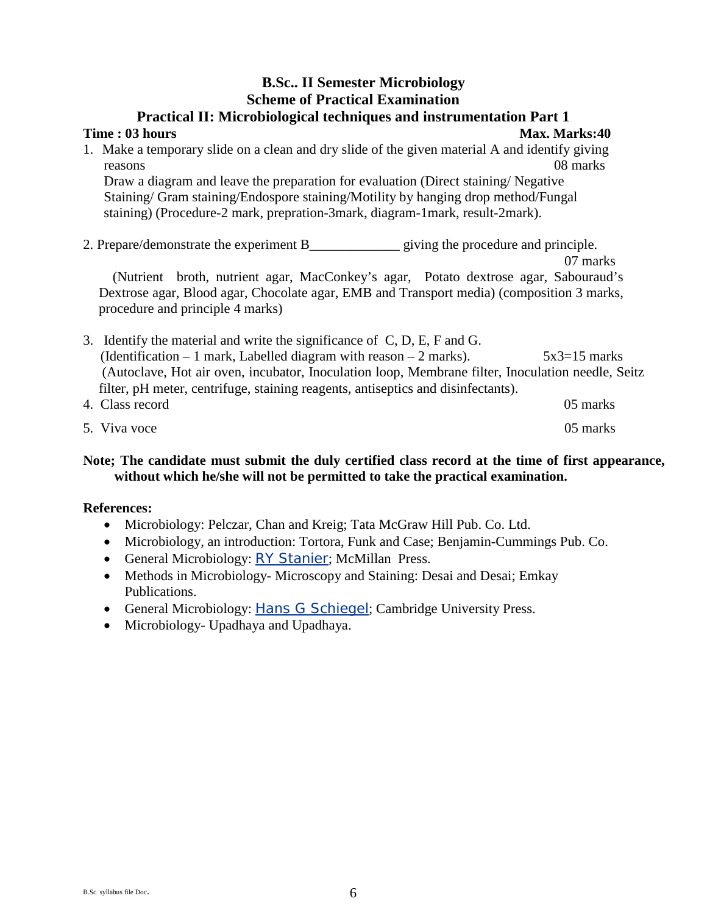**B.Sc.. II Semester Microbiology**
**Scheme of Practical Examination**
**Practical II: Microbiological techniques and instrumentation Part 1**

**Time : 03 hours** **Max. Marks:40**

1. Make a temporary slide on a clean and dry slide of the given material A and identify giving reasons 08 marks
   Draw a diagram and leave the preparation for evaluation (Direct staining/ Negative Staining/ Gram staining/Endospore staining/Motility by hanging drop method/Fungal staining) (Procedure-2 mark, prepration-3mark, diagram-1mark, result-2mark).

2. Prepare/demonstrate the experiment B_____________ giving the procedure and principle. 07 marks
   (Nutrient broth, nutrient agar, MacConkey's agar, Potato dextrose agar, Sabouraud's Dextrose agar, Blood agar, Chocolate agar, EMB and Transport media) (composition 3 marks, procedure and principle 4 marks)

3. Identify the material and write the significance of C, D, E, F and G.
   (Identification – 1 mark, Labelled diagram with reason – 2 marks). 5x3=15 marks
   (Autoclave, Hot air oven, incubator, Inoculation loop, Membrane filter, Inoculation needle, Seitz filter, pH meter, centrifuge, staining reagents, antiseptics and disinfectants).
4. Class record 05 marks
5. Viva voce 05 marks

**Note; The candidate must submit the duly certified class record at the time of first appearance, without which he/she will not be permitted to take the practical examination.**

**References:**

- Microbiology: Pelczar, Chan and Kreig; Tata McGraw Hill Pub. Co. Ltd.
- Microbiology, an introduction: Tortora, Funk and Case; Benjamin-Cummings Pub. Co.
- General Microbiology: RY Stanier; McMillan Press.
- Methods in Microbiology- Microscopy and Staining: Desai and Desai; Emkay Publications.
- General Microbiology: Hans G Schiegel; Cambridge University Press.
- Microbiology- Upadhaya and Upadhaya.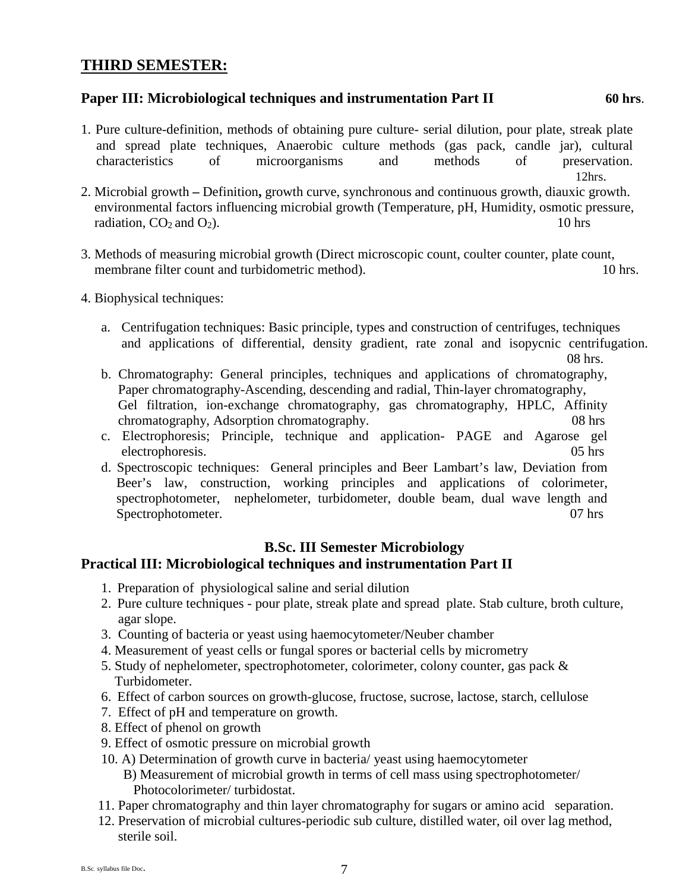## THIRD SEMESTER:

### Paper III: Microbiological techniques and instrumentation Part II 60 hrs.

1. Pure culture-definition, methods of obtaining pure culture- serial dilution, pour plate, streak plate and spread plate techniques, Anaerobic culture methods (gas pack, candle jar), cultural characteristics of microorganisms and methods of preservation. 12hrs.
2. Microbial growth – Definition**,** growth curve, synchronous and continuous growth, diauxic growth. environmental factors influencing microbial growth (Temperature, pH, Humidity, osmotic pressure, radiation, $CO_2$ and $O_2$). 10 hrs
3. Methods of measuring microbial growth (Direct microscopic count, coulter counter, plate count, membrane filter count and turbidometric method). 10 hrs.
4. Biophysical techniques:
   a. Centrifugation techniques: Basic principle, types and construction of centrifuges, techniques and applications of differential, density gradient, rate zonal and isopycnic centrifugation. 08 hrs.
   b. Chromatography: General principles, techniques and applications of chromatography, Paper chromatography-Ascending, descending and radial, Thin-layer chromatography, Gel filtration, ion-exchange chromatography, gas chromatography, HPLC, Affinity chromatography, Adsorption chromatography. 08 hrs
   c. Electrophoresis; Principle, technique and application- PAGE and Agarose gel electrophoresis. 05 hrs
   d. Spectroscopic techniques: General principles and Beer Lambart's law, Deviation from Beer's law, construction, working principles and applications of colorimeter, spectrophotometer, nephelometer, turbidometer, double beam, dual wave length and Spectrophotometer. 07 hrs

### B.Sc. III Semester Microbiology

### Practical III: Microbiological techniques and instrumentation Part II

1. Preparation of physiological saline and serial dilution
2. Pure culture techniques - pour plate, streak plate and spread plate. Stab culture, broth culture, agar slope.
3. Counting of bacteria or yeast using haemocytometer/Neuber chamber
4. Measurement of yeast cells or fungal spores or bacterial cells by micrometry
5. Study of nephelometer, spectrophotometer, colorimeter, colony counter, gas pack & Turbidometer.
6. Effect of carbon sources on growth-glucose, fructose, sucrose, lactose, starch, cellulose
7. Effect of pH and temperature on growth.
8. Effect of phenol on growth
9. Effect of osmotic pressure on microbial growth
10. A) Determination of growth curve in bacteria/ yeast using haemocytometer
    B) Measurement of microbial growth in terms of cell mass using spectrophotometer/ Photocolorimeter/ turbidostat.
11. Paper chromatography and thin layer chromatography for sugars or amino acid separation.
12. Preservation of microbial cultures-periodic sub culture, distilled water, oil over lag method, sterile soil.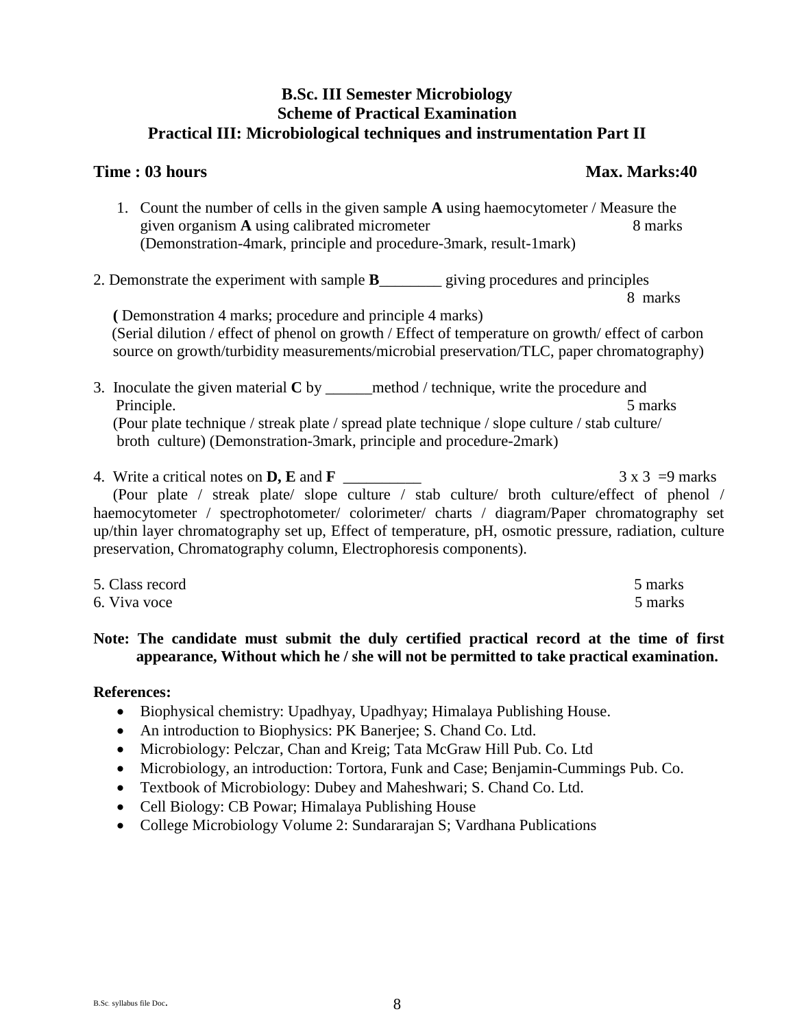## B.Sc. III Semester Microbiology
## Scheme of Practical Examination
## Practical III: Microbiological techniques and instrumentation Part II

**Time : 03 hours** **Max. Marks:40**

1. Count the number of cells in the given sample **A** using haemocytometer / Measure the given organism **A** using calibrated micrometer 8 marks
   (Demonstration-4mark, principle and procedure-3mark, result-1mark)

2. Demonstrate the experiment with sample **B**________ giving procedures and principles 8 marks
   **(** Demonstration 4 marks; procedure and principle 4 marks)
   (Serial dilution / effect of phenol on growth / Effect of temperature on growth/ effect of carbon source on growth/turbidity measurements/microbial preservation/TLC, paper chromatography)

3. Inoculate the given material **C** by ______method / technique, write the procedure and Principle. 5 marks
   (Pour plate technique / streak plate / spread plate technique / slope culture / stab culture/ broth culture) (Demonstration-3mark, principle and procedure-2mark)

4. Write a critical notes on **D, E** and **F** __________ 3 x 3 =9 marks
   (Pour plate / streak plate/ slope culture / stab culture/ broth culture/effect of phenol / haemocytometer / spectrophotometer/ colorimeter/ charts / diagram/Paper chromatography set up/thin layer chromatography set up, Effect of temperature, pH, osmotic pressure, radiation, culture preservation, Chromatography column, Electrophoresis components).

5. Class record 5 marks
6. Viva voce 5 marks

**Note: The candidate must submit the duly certified practical record at the time of first appearance, Without which he / she will not be permitted to take practical examination.**

**References:**

- Biophysical chemistry: Upadhyay, Upadhyay; Himalaya Publishing House.
- An introduction to Biophysics: PK Banerjee; S. Chand Co. Ltd.
- Microbiology: Pelczar, Chan and Kreig; Tata McGraw Hill Pub. Co. Ltd
- Microbiology, an introduction: Tortora, Funk and Case; Benjamin-Cummings Pub. Co.
- Textbook of Microbiology: Dubey and Maheshwari; S. Chand Co. Ltd.
- Cell Biology: CB Powar; Himalaya Publishing House
- College Microbiology Volume 2: Sundararajan S; Vardhana Publications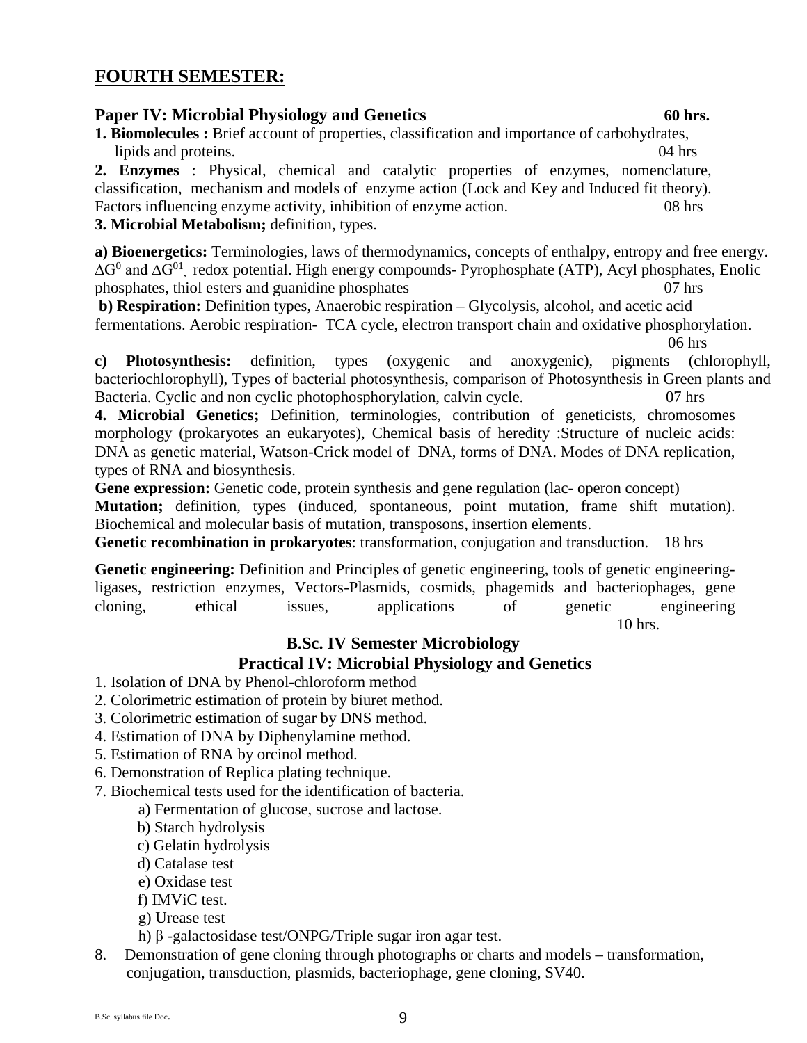## FOURTH SEMESTER:

### Paper IV: Microbial Physiology and Genetics 60 hrs.

**1. Biomolecules :** Brief account of properties, classification and importance of carbohydrates, lipids and proteins. 04 hrs

**2. Enzymes** : Physical, chemical and catalytic properties of enzymes, nomenclature, classification, mechanism and models of enzyme action (Lock and Key and Induced fit theory). Factors influencing enzyme activity, inhibition of enzyme action. 08 hrs

**3. Microbial Metabolism;** definition, types.

**a) Bioenergetics:** Terminologies, laws of thermodynamics, concepts of enthalpy, entropy and free energy. $\Delta G^0$ and $\Delta G^{01}$, redox potential. High energy compounds- Pyrophosphate (ATP), Acyl phosphates, Enolic phosphates, thiol esters and guanidine phosphates 07 hrs

**b) Respiration:** Definition types, Anaerobic respiration – Glycolysis, alcohol, and acetic acid fermentations. Aerobic respiration- TCA cycle, electron transport chain and oxidative phosphorylation. 06 hrs

**c) Photosynthesis:** definition, types (oxygenic and anoxygenic), pigments (chlorophyll, bacteriochlorophyll), Types of bacterial photosynthesis, comparison of Photosynthesis in Green plants and Bacteria. Cyclic and non cyclic photophosphorylation, calvin cycle. 07 hrs

**4. Microbial Genetics;** Definition, terminologies, contribution of geneticists, chromosomes morphology (prokaryotes an eukaryotes), Chemical basis of heredity :Structure of nucleic acids: DNA as genetic material, Watson-Crick model of DNA, forms of DNA. Modes of DNA replication, types of RNA and biosynthesis.

**Gene expression:** Genetic code, protein synthesis and gene regulation (lac- operon concept)

**Mutation;** definition, types (induced, spontaneous, point mutation, frame shift mutation). Biochemical and molecular basis of mutation, transposons, insertion elements.

**Genetic recombination in prokaryotes**: transformation, conjugation and transduction. 18 hrs

**Genetic engineering:** Definition and Principles of genetic engineering, tools of genetic engineering- ligases, restriction enzymes, Vectors-Plasmids, cosmids, phagemids and bacteriophages, gene cloning, ethical issues, applications of genetic engineering 10 hrs.

### B.Sc. IV Semester Microbiology
### Practical IV: Microbial Physiology and Genetics

1. Isolation of DNA by Phenol-chloroform method
2. Colorimetric estimation of protein by biuret method.
3. Colorimetric estimation of sugar by DNS method.
4. Estimation of DNA by Diphenylamine method.
5. Estimation of RNA by orcinol method.
6. Demonstration of Replica plating technique.
7. Biochemical tests used for the identification of bacteria.
   a) Fermentation of glucose, sucrose and lactose.
   b) Starch hydrolysis
   c) Gelatin hydrolysis
   d) Catalase test
   e) Oxidase test
   f) IMViC test.
   g) Urease test
   h) β -galactosidase test/ONPG/Triple sugar iron agar test.
8. Demonstration of gene cloning through photographs or charts and models – transformation, conjugation, transduction, plasmids, bacteriophage, gene cloning, SV40.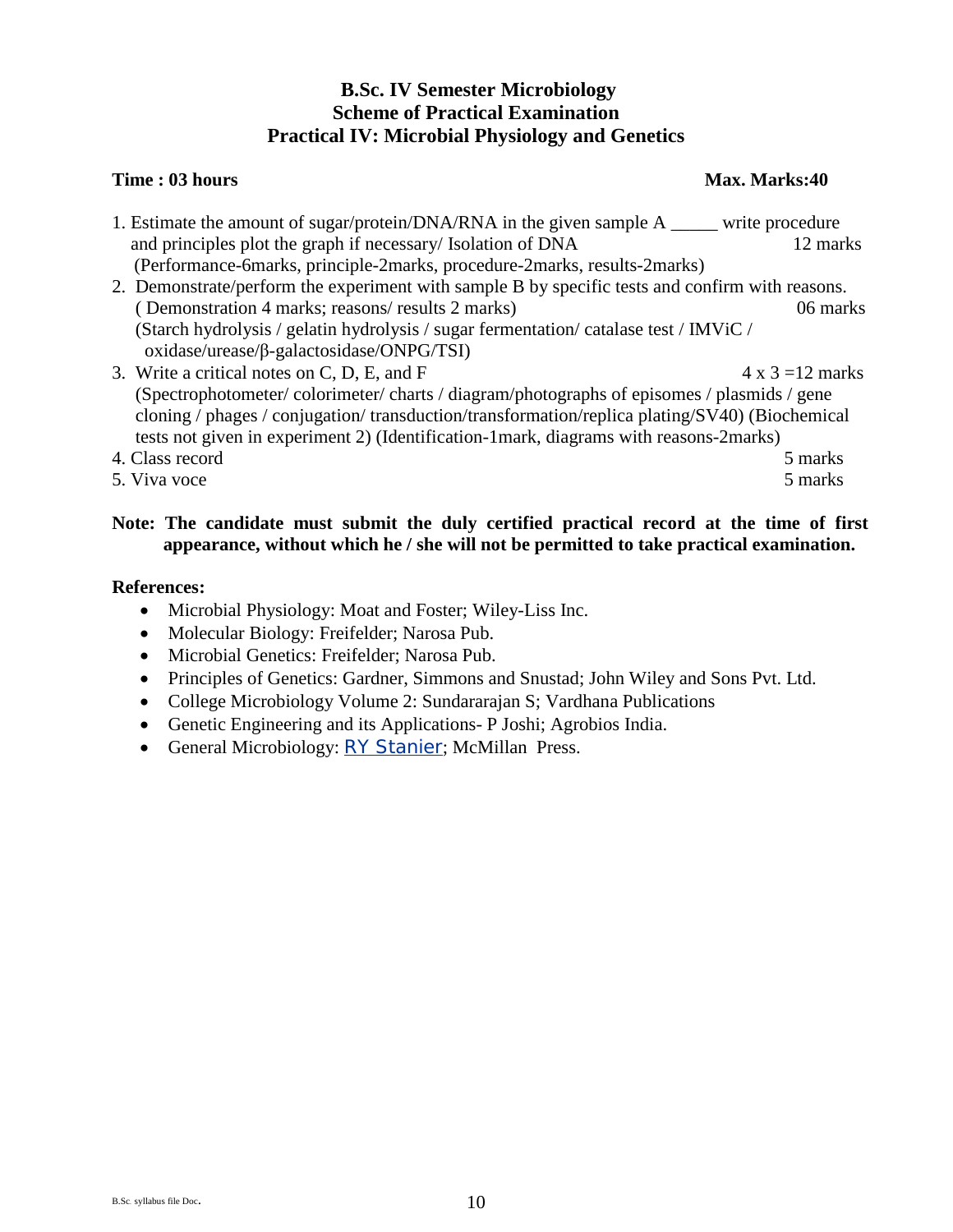**B.Sc. IV Semester Microbiology**
**Scheme of Practical Examination**
**Practical IV: Microbial Physiology and Genetics**

**Time : 03 hours** **Max. Marks:40**

1. Estimate the amount of sugar/protein/DNA/RNA in the given sample A _____ write procedure and principles plot the graph if necessary/ Isolation of DNA — 12 marks
   (Performance-6marks, principle-2marks, procedure-2marks, results-2marks)
2. Demonstrate/perform the experiment with sample B by specific tests and confirm with reasons. ( Demonstration 4 marks; reasons/ results 2 marks) — 06 marks
   (Starch hydrolysis / gelatin hydrolysis / sugar fermentation/ catalase test / IMViC / oxidase/urease/β-galactosidase/ONPG/TSI)
3. Write a critical notes on C, D, E, and F — 4 x 3 =12 marks
   (Spectrophotometer/ colorimeter/ charts / diagram/photographs of episomes / plasmids / gene cloning / phages / conjugation/ transduction/transformation/replica plating/SV40) (Biochemical tests not given in experiment 2) (Identification-1mark, diagrams with reasons-2marks)
4. Class record — 5 marks
5. Viva voce — 5 marks

**Note: The candidate must submit the duly certified practical record at the time of first appearance, without which he / she will not be permitted to take practical examination.**

**References:**

- Microbial Physiology: Moat and Foster; Wiley-Liss Inc.
- Molecular Biology: Freifelder; Narosa Pub.
- Microbial Genetics: Freifelder; Narosa Pub.
- Principles of Genetics: Gardner, Simmons and Snustad; John Wiley and Sons Pvt. Ltd.
- College Microbiology Volume 2: Sundararajan S; Vardhana Publications
- Genetic Engineering and its Applications- P Joshi; Agrobios India.
- General Microbiology: RY Stanier; McMillan Press.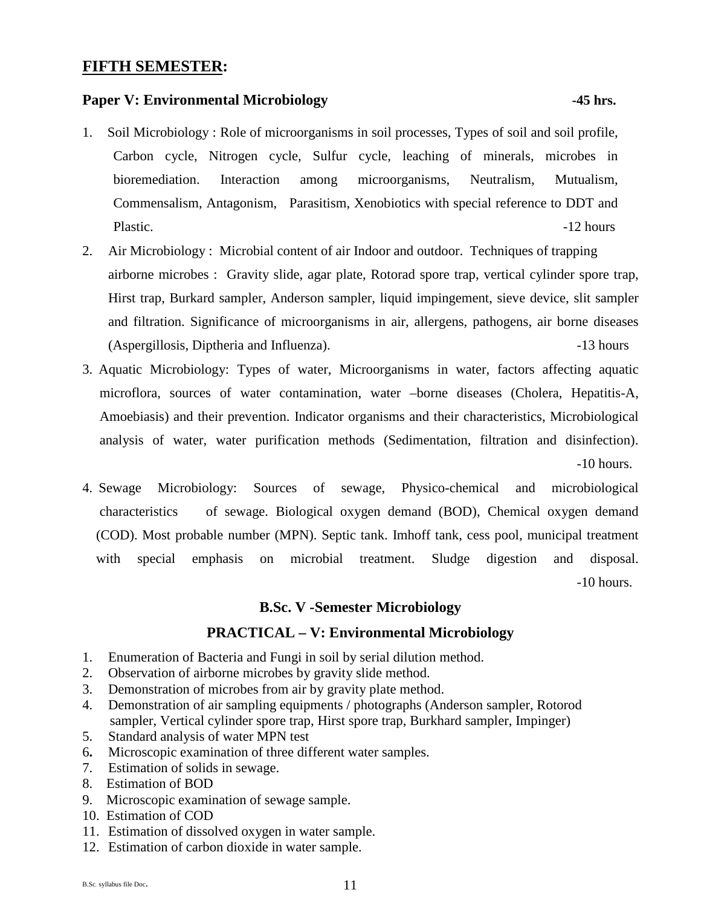## FIFTH SEMESTER:

### Paper V: Environmental Microbiology -45 hrs.

1. Soil Microbiology : Role of microorganisms in soil processes, Types of soil and soil profile, Carbon cycle, Nitrogen cycle, Sulfur cycle, leaching of minerals, microbes in bioremediation. Interaction among microorganisms, Neutralism, Mutualism, Commensalism, Antagonism, Parasitism, Xenobiotics with special reference to DDT and Plastic. -12 hours
2. Air Microbiology : Microbial content of air Indoor and outdoor. Techniques of trapping airborne microbes : Gravity slide, agar plate, Rotorad spore trap, vertical cylinder spore trap, Hirst trap, Burkard sampler, Anderson sampler, liquid impingement, sieve device, slit sampler and filtration. Significance of microorganisms in air, allergens, pathogens, air borne diseases (Aspergillosis, Diptheria and Influenza). -13 hours
3. Aquatic Microbiology: Types of water, Microorganisms in water, factors affecting aquatic microflora, sources of water contamination, water –borne diseases (Cholera, Hepatitis-A, Amoebiasis) and their prevention. Indicator organisms and their characteristics, Microbiological analysis of water, water purification methods (Sedimentation, filtration and disinfection). -10 hours.
4. Sewage Microbiology: Sources of sewage, Physico-chemical and microbiological characteristics of sewage. Biological oxygen demand (BOD), Chemical oxygen demand (COD). Most probable number (MPN). Septic tank. Imhoff tank, cess pool, municipal treatment with special emphasis on microbial treatment. Sludge digestion and disposal. -10 hours.

### B.Sc. V -Semester Microbiology

### PRACTICAL – V: Environmental Microbiology

1. Enumeration of Bacteria and Fungi in soil by serial dilution method.
2. Observation of airborne microbes by gravity slide method.
3. Demonstration of microbes from air by gravity plate method.
4. Demonstration of air sampling equipments / photographs (Anderson sampler, Rotorod sampler, Vertical cylinder spore trap, Hirst spore trap, Burkhard sampler, Impinger)
5. Standard analysis of water MPN test
6. Microscopic examination of three different water samples.
7. Estimation of solids in sewage.
8. Estimation of BOD
9. Microscopic examination of sewage sample.
10. Estimation of COD
11. Estimation of dissolved oxygen in water sample.
12. Estimation of carbon dioxide in water sample.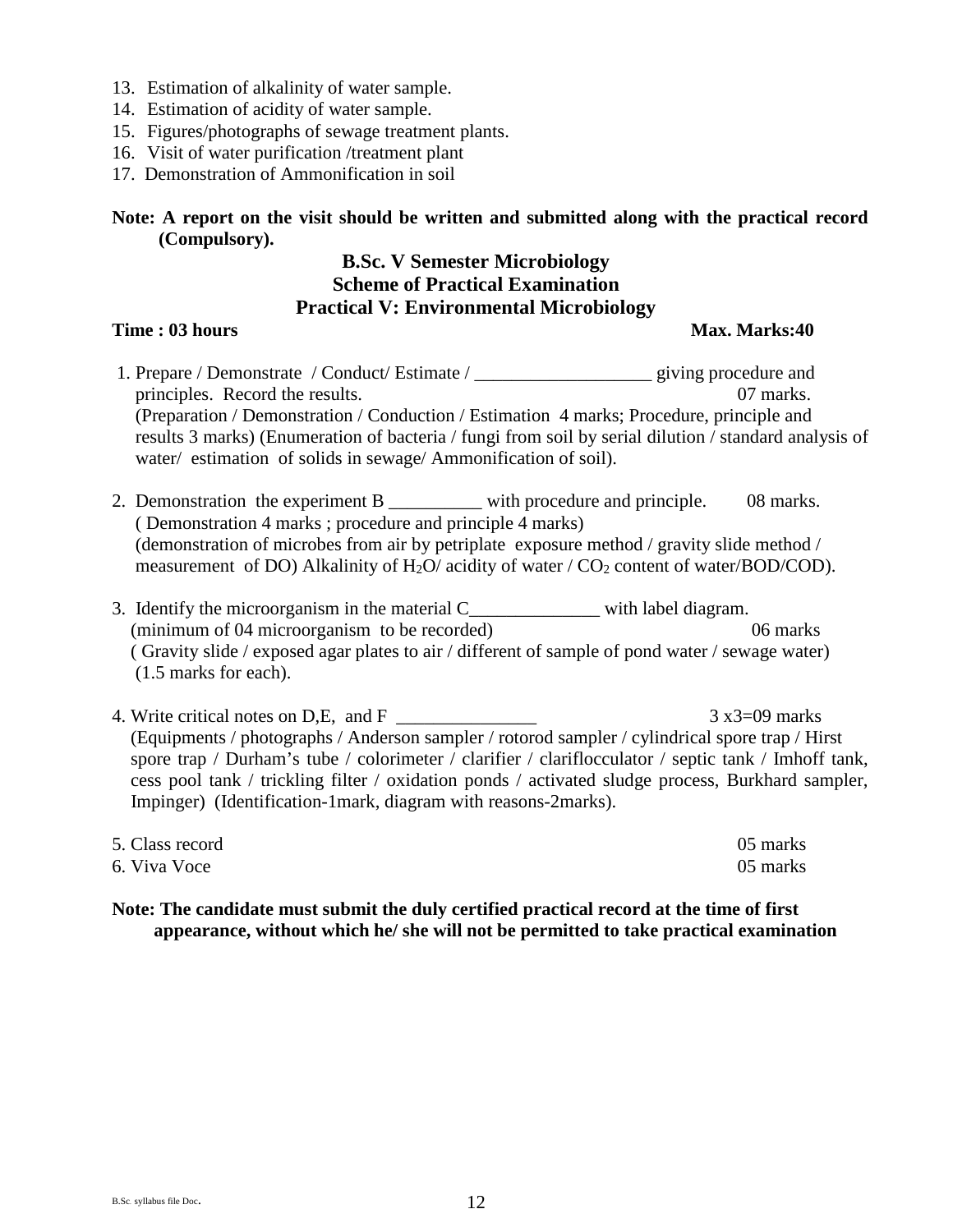13. Estimation of alkalinity of water sample.
14. Estimation of acidity of water sample.
15. Figures/photographs of sewage treatment plants.
16. Visit of water purification /treatment plant
17. Demonstration of Ammonification in soil

**Note: A report on the visit should be written and submitted along with the practical record (Compulsory).**

## B.Sc. V Semester Microbiology
## Scheme of Practical Examination
## Practical V: Environmental Microbiology

**Time : 03 hours** **Max. Marks:40**

1. Prepare / Demonstrate / Conduct/ Estimate / ___________________ giving procedure and principles. Record the results. 07 marks.
 (Preparation / Demonstration / Conduction / Estimation 4 marks; Procedure, principle and results 3 marks) (Enumeration of bacteria / fungi from soil by serial dilution / standard analysis of water/ estimation of solids in sewage/ Ammonification of soil).

2. Demonstration the experiment B __________ with procedure and principle. 08 marks.
 ( Demonstration 4 marks ; procedure and principle 4 marks)
 (demonstration of microbes from air by petriplate exposure method / gravity slide method / measurement of DO) Alkalinity of $H_2O$/ acidity of water / $CO_2$ content of water/BOD/COD).

3. Identify the microorganism in the material C______________ with label diagram.
 (minimum of 04 microorganism to be recorded) 06 marks
 ( Gravity slide / exposed agar plates to air / different of sample of pond water / sewage water) (1.5 marks for each).

4. Write critical notes on D,E, and F _______________ 3 x3=09 marks
 (Equipments / photographs / Anderson sampler / rotorod sampler / cylindrical spore trap / Hirst spore trap / Durham's tube / colorimeter / clarifier / clariflocculator / septic tank / Imhoff tank, cess pool tank / trickling filter / oxidation ponds / activated sludge process, Burkhard sampler, Impinger) (Identification-1mark, diagram with reasons-2marks).

5. Class record 05 marks
6. Viva Voce 05 marks

**Note: The candidate must submit the duly certified practical record at the time of first appearance, without which he/ she will not be permitted to take practical examination**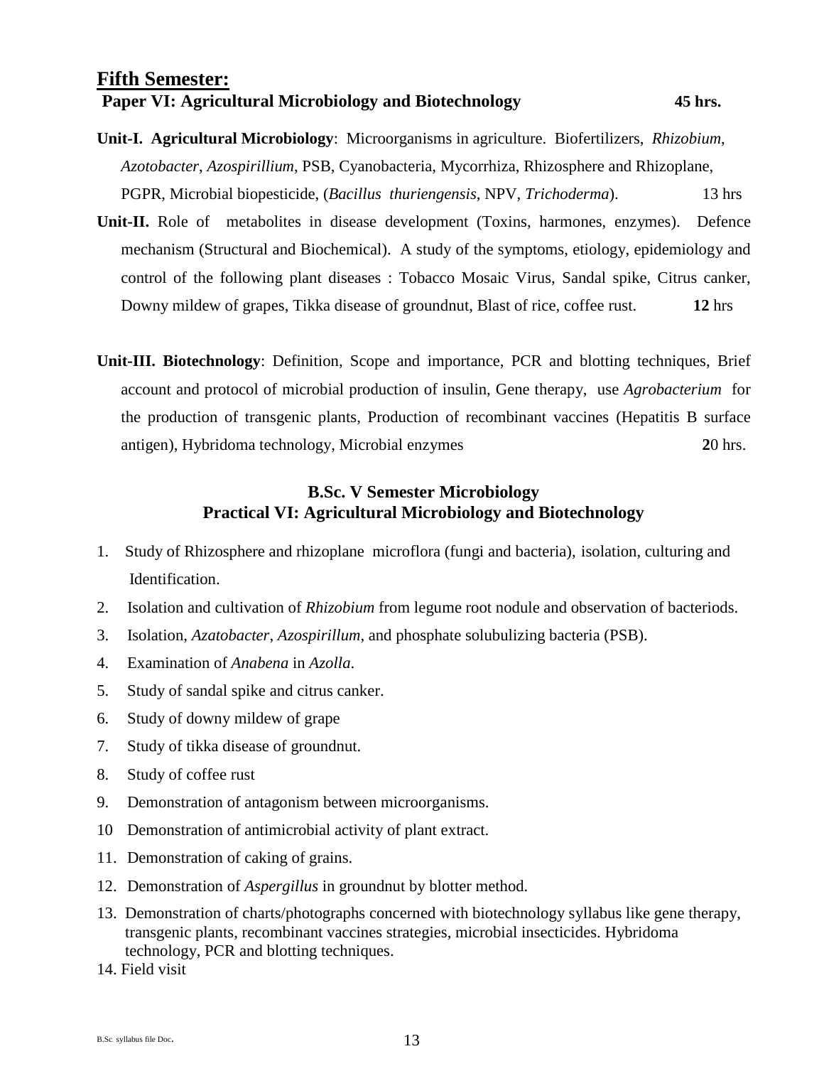## Fifth Semester:

**Paper VI: Agricultural Microbiology and Biotechnology 45 hrs.**

**Unit-I. Agricultural Microbiology**: Microorganisms in agriculture. Biofertilizers, *Rhizobium*, *Azotobacter*, *Azospirillium*, PSB, Cyanobacteria, Mycorrhiza, Rhizosphere and Rhizoplane, PGPR, Microbial biopesticide, (*Bacillus thuriengensis*, NPV, *Trichoderma*). 13 hrs

**Unit-II.** Role of metabolites in disease development (Toxins, harmones, enzymes). Defence mechanism (Structural and Biochemical). A study of the symptoms, etiology, epidemiology and control of the following plant diseases : Tobacco Mosaic Virus, Sandal spike, Citrus canker, Downy mildew of grapes, Tikka disease of groundnut, Blast of rice, coffee rust. **12** hrs

**Unit-III. Biotechnology**: Definition, Scope and importance, PCR and blotting techniques, Brief account and protocol of microbial production of insulin, Gene therapy, use *Agrobacterium* for the production of transgenic plants, Production of recombinant vaccines (Hepatitis B surface antigen), Hybridoma technology, Microbial enzymes **2**0 hrs.

### B.Sc. V Semester Microbiology
### Practical VI: Agricultural Microbiology and Biotechnology

1. Study of Rhizosphere and rhizoplane microflora (fungi and bacteria), isolation, culturing and Identification.
2. Isolation and cultivation of *Rhizobium* from legume root nodule and observation of bacteriods.
3. Isolation, *Azatobacter*, *Azospirillum*, and phosphate solubulizing bacteria (PSB).
4. Examination of *Anabena* in *Azolla*.
5. Study of sandal spike and citrus canker.
6. Study of downy mildew of grape
7. Study of tikka disease of groundnut.
8. Study of coffee rust
9. Demonstration of antagonism between microorganisms.
10. Demonstration of antimicrobial activity of plant extract.
11. Demonstration of caking of grains.
12. Demonstration of *Aspergillus* in groundnut by blotter method.
13. Demonstration of charts/photographs concerned with biotechnology syllabus like gene therapy, transgenic plants, recombinant vaccines strategies, microbial insecticides. Hybridoma technology, PCR and blotting techniques.
14. Field visit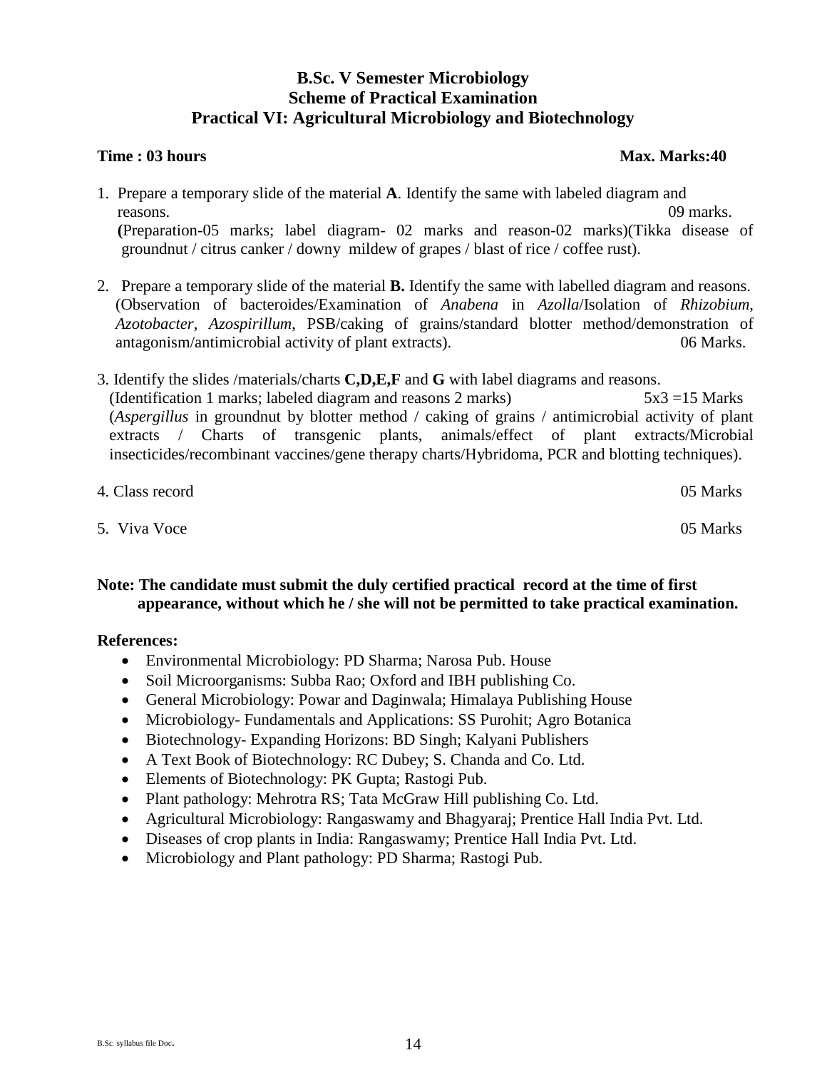**B.Sc. V Semester Microbiology**
**Scheme of Practical Examination**
**Practical VI: Agricultural Microbiology and Biotechnology**

**Time : 03 hours** **Max. Marks:40**

1. Prepare a temporary slide of the material **A**. Identify the same with labeled diagram and reasons. 09 marks.
   **(**Preparation-05 marks; label diagram- 02 marks and reason-02 marks)(Tikka disease of groundnut / citrus canker / downy mildew of grapes / blast of rice / coffee rust).

2. Prepare a temporary slide of the material **B.** Identify the same with labelled diagram and reasons. (Observation of bacteroides/Examination of *Anabena* in *Azolla*/Isolation of *Rhizobium*, *Azotobacter*, *Azospirillum*, PSB/caking of grains/standard blotter method/demonstration of antagonism/antimicrobial activity of plant extracts). 06 Marks.

3. Identify the slides /materials/charts **C,D,E,F** and **G** with label diagrams and reasons.
   (Identification 1 marks; labeled diagram and reasons 2 marks) 5x3 =15 Marks
   (*Aspergillus* in groundnut by blotter method / caking of grains / antimicrobial activity of plant extracts / Charts of transgenic plants, animals/effect of plant extracts/Microbial insecticides/recombinant vaccines/gene therapy charts/Hybridoma, PCR and blotting techniques).

4. Class record 05 Marks

5. Viva Voce 05 Marks

**Note: The candidate must submit the duly certified practical record at the time of first appearance, without which he / she will not be permitted to take practical examination.**

**References:**

- Environmental Microbiology: PD Sharma; Narosa Pub. House
- Soil Microorganisms: Subba Rao; Oxford and IBH publishing Co.
- General Microbiology: Powar and Daginwala; Himalaya Publishing House
- Microbiology- Fundamentals and Applications: SS Purohit; Agro Botanica
- Biotechnology- Expanding Horizons: BD Singh; Kalyani Publishers
- A Text Book of Biotechnology: RC Dubey; S. Chanda and Co. Ltd.
- Elements of Biotechnology: PK Gupta; Rastogi Pub.
- Plant pathology: Mehrotra RS; Tata McGraw Hill publishing Co. Ltd.
- Agricultural Microbiology: Rangaswamy and Bhagyaraj; Prentice Hall India Pvt. Ltd.
- Diseases of crop plants in India: Rangaswamy; Prentice Hall India Pvt. Ltd.
- Microbiology and Plant pathology: PD Sharma; Rastogi Pub.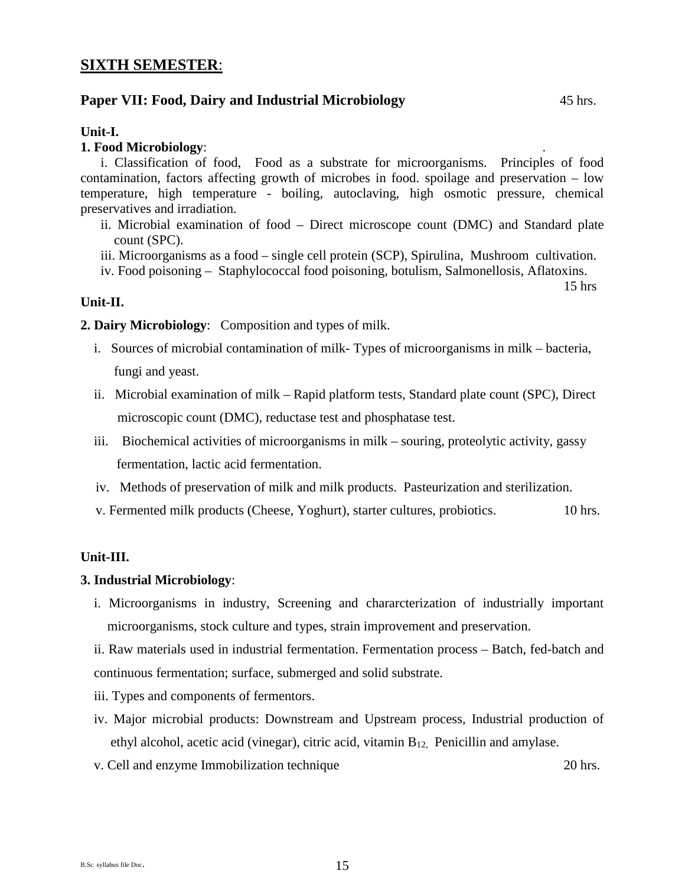## SIXTH SEMESTER:

### Paper VII: Food, Dairy and Industrial Microbiology 45 hrs.

**Unit-I.**

**1. Food Microbiology**:

i. Classification of food, Food as a substrate for microorganisms. Principles of food contamination, factors affecting growth of microbes in food. spoilage and preservation – low temperature, high temperature - boiling, autoclaving, high osmotic pressure, chemical preservatives and irradiation.

ii. Microbial examination of food – Direct microscope count (DMC) and Standard plate count (SPC).

iii. Microorganisms as a food – single cell protein (SCP), Spirulina, Mushroom cultivation.

iv. Food poisoning – Staphylococcal food poisoning, botulism, Salmonellosis, Aflatoxins.

15 hrs

**Unit-II.**

**2. Dairy Microbiology**: Composition and types of milk.

i. Sources of microbial contamination of milk- Types of microorganisms in milk – bacteria, fungi and yeast.

ii. Microbial examination of milk – Rapid platform tests, Standard plate count (SPC), Direct microscopic count (DMC), reductase test and phosphatase test.

iii. Biochemical activities of microorganisms in milk – souring, proteolytic activity, gassy fermentation, lactic acid fermentation.

iv. Methods of preservation of milk and milk products. Pasteurization and sterilization.

v. Fermented milk products (Cheese, Yoghurt), starter cultures, probiotics. 10 hrs.

**Unit-III.**

**3. Industrial Microbiology**:

i. Microorganisms in industry, Screening and chararcterization of industrially important microorganisms, stock culture and types, strain improvement and preservation.

ii. Raw materials used in industrial fermentation. Fermentation process – Batch, fed-batch and continuous fermentation; surface, submerged and solid substrate.

iii. Types and components of fermentors.

iv. Major microbial products: Downstream and Upstream process, Industrial production of ethyl alcohol, acetic acid (vinegar), citric acid, vitamin $B_{12}$, Penicillin and amylase.

v. Cell and enzyme Immobilization technique 20 hrs.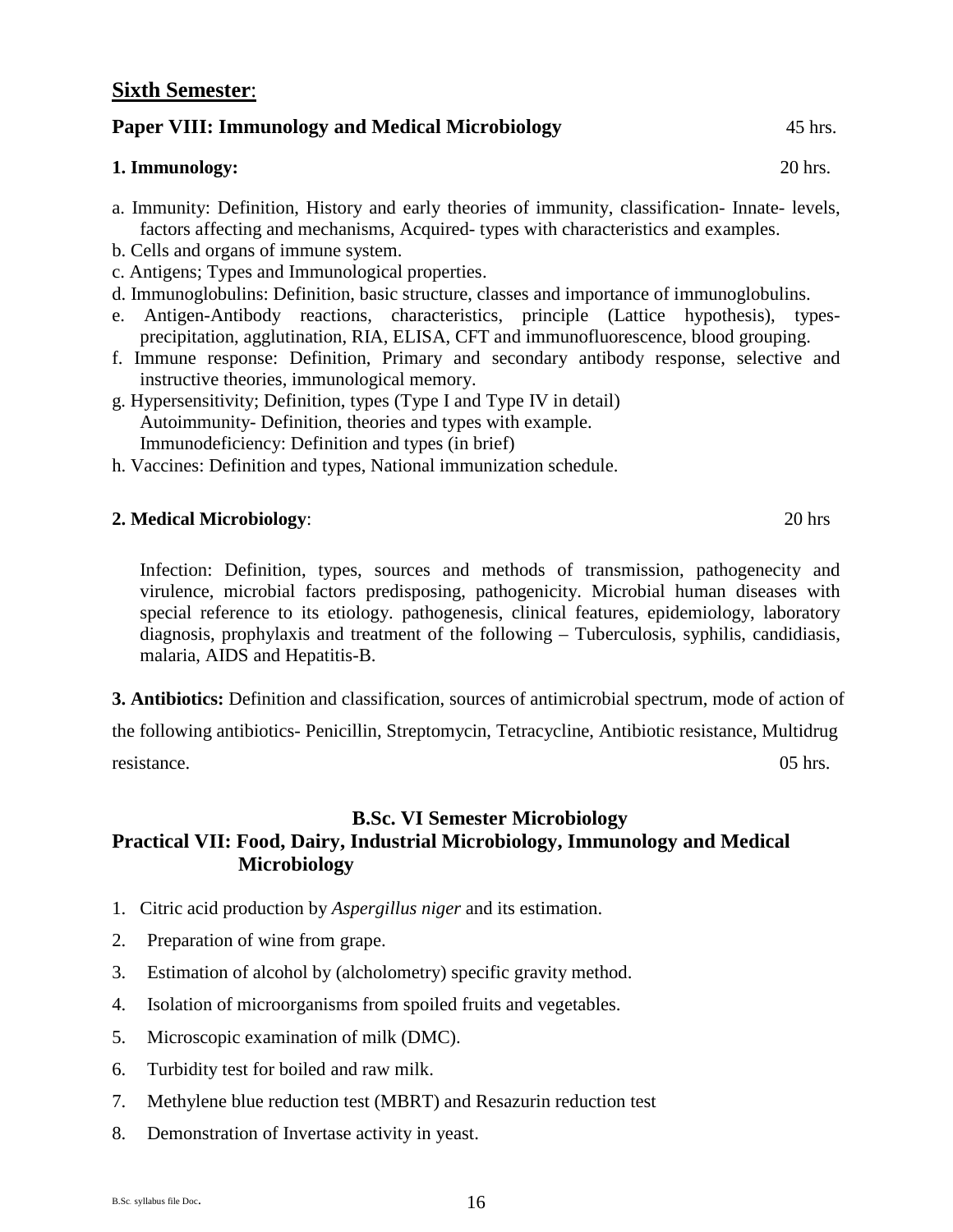## Sixth Semester:

### Paper VIII: Immunology and Medical Microbiology 45 hrs.

**1. Immunology:** 20 hrs.

a. Immunity: Definition, History and early theories of immunity, classification- Innate- levels, factors affecting and mechanisms, Acquired- types with characteristics and examples.
b. Cells and organs of immune system.
c. Antigens; Types and Immunological properties.
d. Immunoglobulins: Definition, basic structure, classes and importance of immunoglobulins.
e. Antigen-Antibody reactions, characteristics, principle (Lattice hypothesis), types- precipitation, agglutination, RIA, ELISA, CFT and immunofluorescence, blood grouping.
f. Immune response: Definition, Primary and secondary antibody response, selective and instructive theories, immunological memory.
g. Hypersensitivity; Definition, types (Type I and Type IV in detail)
   Autoimmunity- Definition, theories and types with example.
   Immunodeficiency: Definition and types (in brief)
h. Vaccines: Definition and types, National immunization schedule.

**2. Medical Microbiology**: 20 hrs

Infection: Definition, types, sources and methods of transmission, pathogenecity and virulence, microbial factors predisposing, pathogenicity. Microbial human diseases with special reference to its etiology. pathogenesis, clinical features, epidemiology, laboratory diagnosis, prophylaxis and treatment of the following – Tuberculosis, syphilis, candidiasis, malaria, AIDS and Hepatitis-B.

**3. Antibiotics:** Definition and classification, sources of antimicrobial spectrum, mode of action of the following antibiotics- Penicillin, Streptomycin, Tetracycline, Antibiotic resistance, Multidrug resistance. 05 hrs.

### B.Sc. VI Semester Microbiology
### Practical VII: Food, Dairy, Industrial Microbiology, Immunology and Medical Microbiology

1. Citric acid production by *Aspergillus niger* and its estimation.
2. Preparation of wine from grape.
3. Estimation of alcohol by (alcholometry) specific gravity method.
4. Isolation of microorganisms from spoiled fruits and vegetables.
5. Microscopic examination of milk (DMC).
6. Turbidity test for boiled and raw milk.
7. Methylene blue reduction test (MBRT) and Resazurin reduction test
8. Demonstration of Invertase activity in yeast.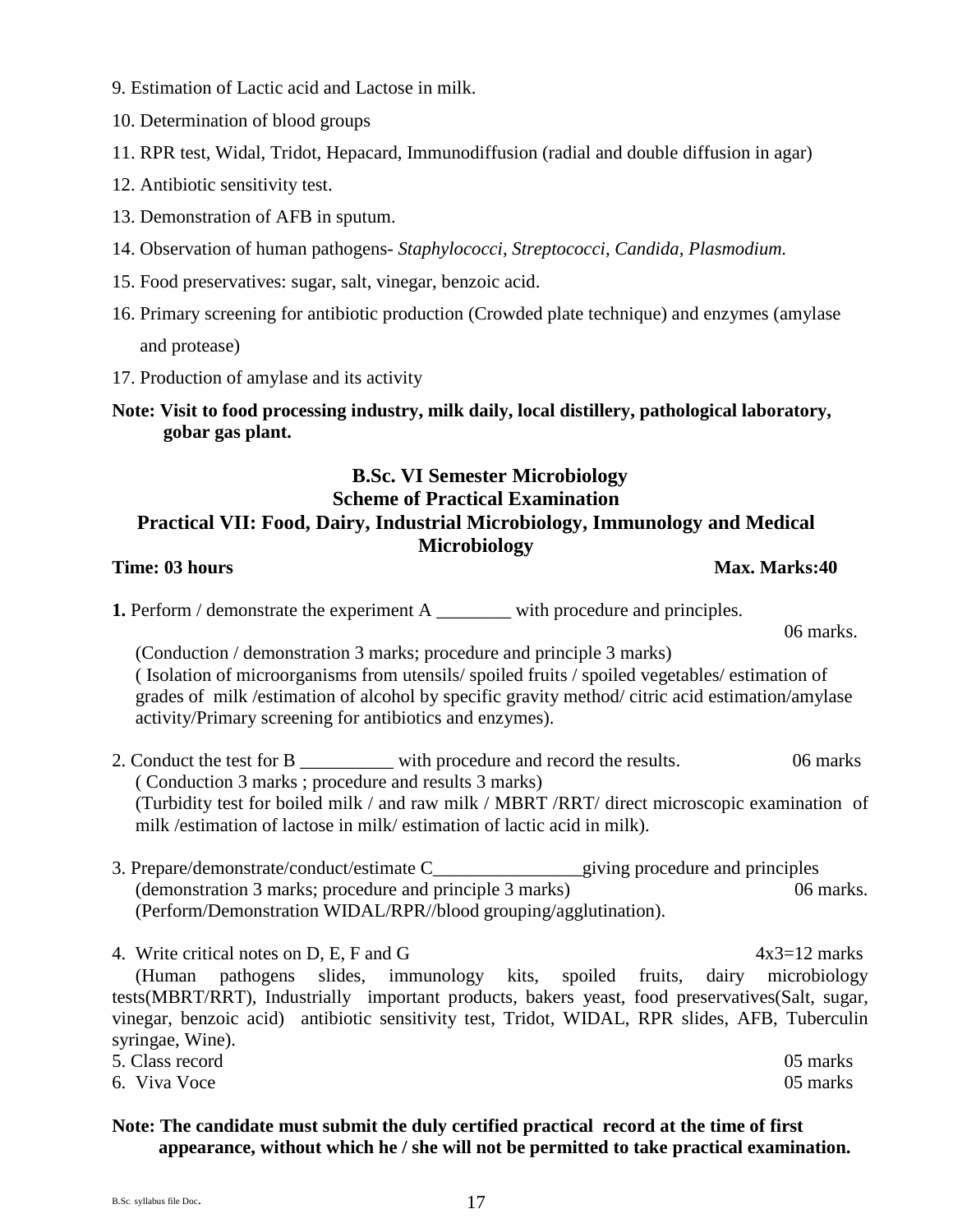9. Estimation of Lactic acid and Lactose in milk.

10. Determination of blood groups

11. RPR test, Widal, Tridot, Hepacard, Immunodiffusion (radial and double diffusion in agar)

12. Antibiotic sensitivity test.

13. Demonstration of AFB in sputum.

14. Observation of human pathogens- *Staphylococci, Streptococci, Candida, Plasmodium.*

15. Food preservatives: sugar, salt, vinegar, benzoic acid.

16. Primary screening for antibiotic production (Crowded plate technique) and enzymes (amylase and protease)

17. Production of amylase and its activity

**Note: Visit to food processing industry, milk daily, local distillery, pathological laboratory, gobar gas plant.**

## B.Sc. VI Semester Microbiology
## Scheme of Practical Examination
## Practical VII: Food, Dairy, Industrial Microbiology, Immunology and Medical Microbiology

**Time: 03 hours** **Max. Marks:40**

**1.** Perform / demonstrate the experiment A ________ with procedure and principles. 06 marks.

(Conduction / demonstration 3 marks; procedure and principle 3 marks)
( Isolation of microorganisms from utensils/ spoiled fruits / spoiled vegetables/ estimation of grades of milk /estimation of alcohol by specific gravity method/ citric acid estimation/amylase activity/Primary screening for antibiotics and enzymes).

2. Conduct the test for B __________ with procedure and record the results. 06 marks
( Conduction 3 marks ; procedure and results 3 marks)
(Turbidity test for boiled milk / and raw milk / MBRT /RRT/ direct microscopic examination of milk /estimation of lactose in milk/ estimation of lactic acid in milk).

3. Prepare/demonstrate/conduct/estimate C________________giving procedure and principles
(demonstration 3 marks; procedure and principle 3 marks) 06 marks.
(Perform/Demonstration WIDAL/RPR//blood grouping/agglutination).

4. Write critical notes on D, E, F and G 4x3=12 marks
(Human pathogens slides, immunology kits, spoiled fruits, dairy microbiology tests(MBRT/RRT), Industrially important products, bakers yeast, food preservatives(Salt, sugar, vinegar, benzoic acid) antibiotic sensitivity test, Tridot, WIDAL, RPR slides, AFB, Tuberculin syringae, Wine).

5. Class record 05 marks

6. Viva Voce 05 marks

**Note: The candidate must submit the duly certified practical record at the time of first appearance, without which he / she will not be permitted to take practical examination.**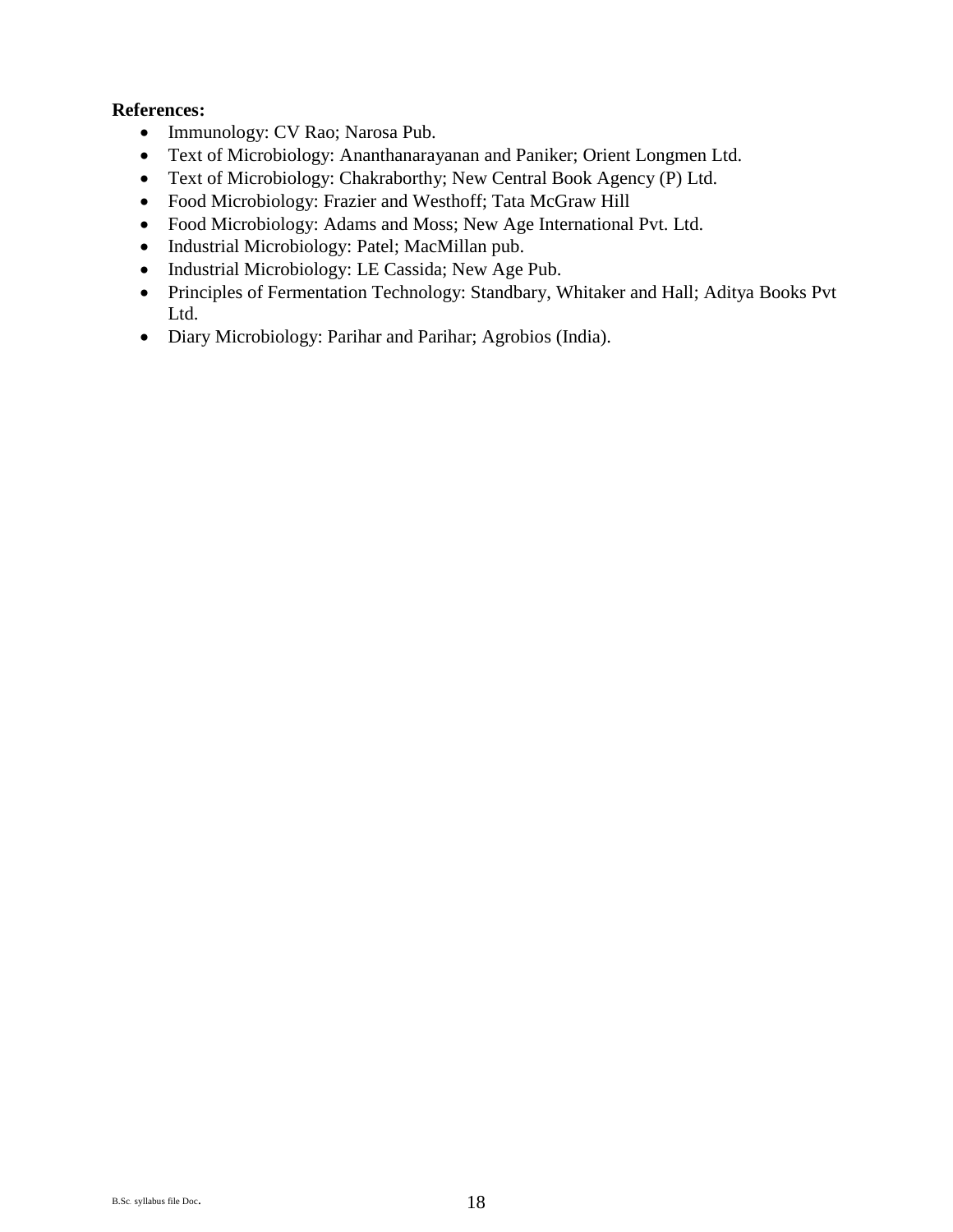**References:**

- Immunology: CV Rao; Narosa Pub.
- Text of Microbiology: Ananthanarayanan and Paniker; Orient Longmen Ltd.
- Text of Microbiology: Chakraborthy; New Central Book Agency (P) Ltd.
- Food Microbiology: Frazier and Westhoff; Tata McGraw Hill
- Food Microbiology: Adams and Moss; New Age International Pvt. Ltd.
- Industrial Microbiology: Patel; MacMillan pub.
- Industrial Microbiology: LE Cassida; New Age Pub.
- Principles of Fermentation Technology: Standbary, Whitaker and Hall; Aditya Books Pvt Ltd.
- Diary Microbiology: Parihar and Parihar; Agrobios (India).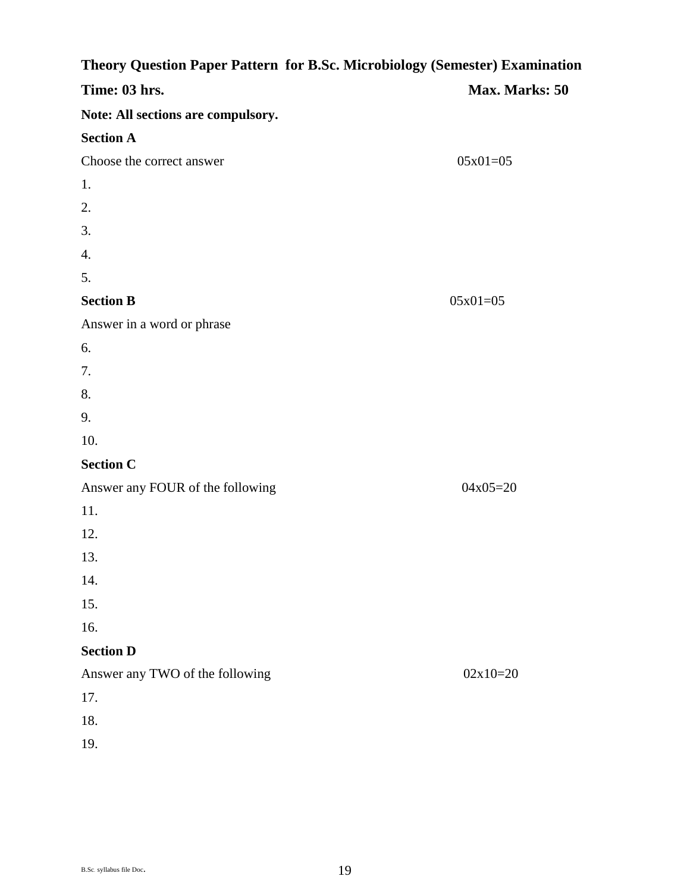## Theory Question Paper Pattern for B.Sc. Microbiology (Semester) Examination

**Time: 03 hrs.** **Max. Marks: 50**

**Note: All sections are compulsory.**

**Section A**

Choose the correct answer 05x01=05

1.

2.

3.

4.

5.

**Section B** 05x01=05

Answer in a word or phrase

6.

7.

8.

9.

10.

**Section C**

Answer any FOUR of the following 04x05=20

11.

12.

13.

14.

15.

16.

**Section D**

Answer any TWO of the following 02x10=20

17.

18.

19.